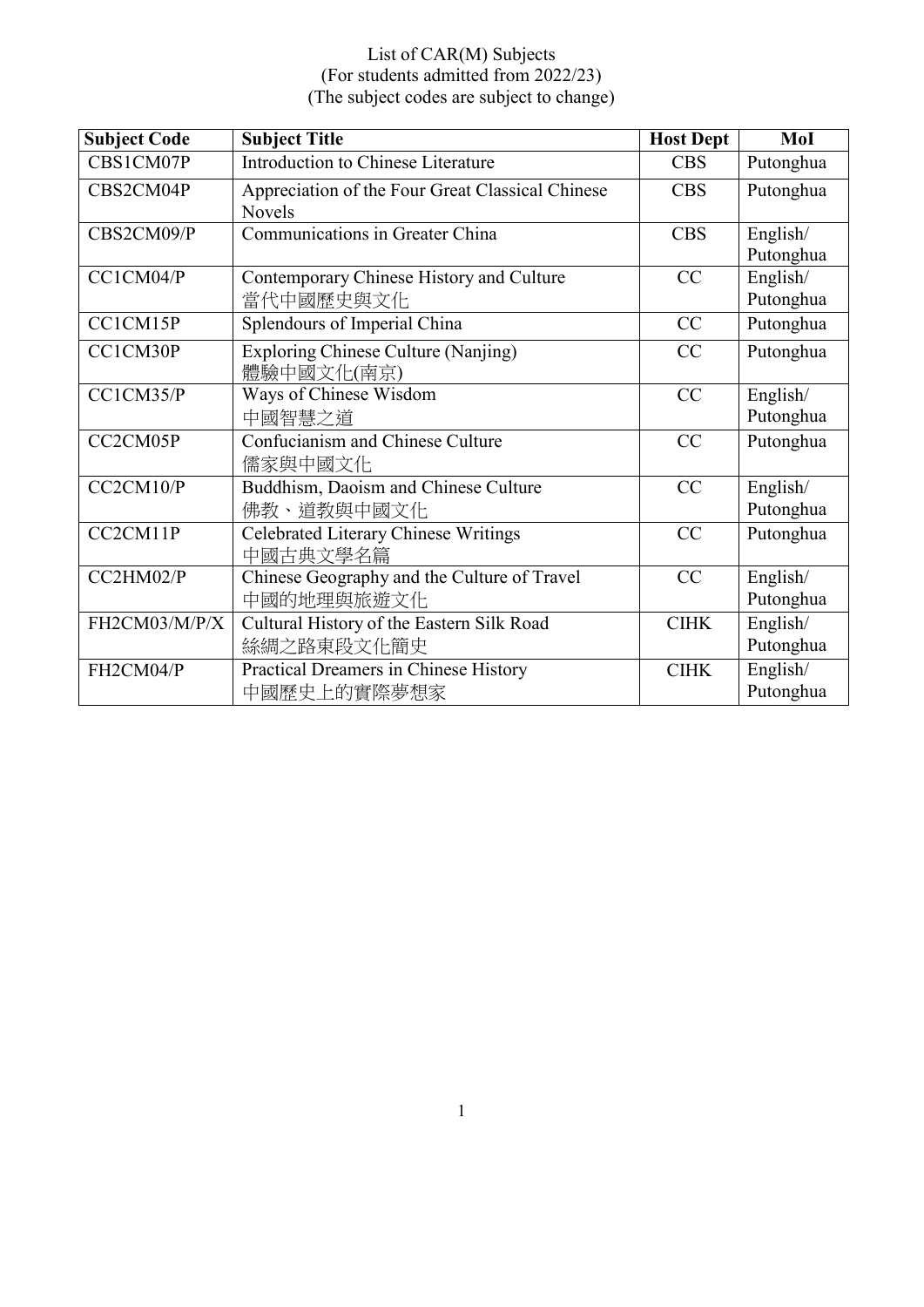List of CAR(M) Subjects
(For students admitted from 2022/23)
(The subject codes are subject to change)

| Subject Code | Subject Title | Host Dept | MoI |
|---|---|---|---|
| CBS1CM07P | Introduction to Chinese Literature | CBS | Putonghua |
| CBS2CM04P | Appreciation of the Four Great Classical Chinese Novels | CBS | Putonghua |
| CBS2CM09/P | Communications in Greater China | CBS | English/ Putonghua |
| CC1CM04/P | Contemporary Chinese History and Culture 當代中國歷史與文化 | CC | English/ Putonghua |
| CC1CM15P | Splendours of Imperial China | CC | Putonghua |
| CC1CM30P | Exploring Chinese Culture (Nanjing) 體驗中國文化(南京) | CC | Putonghua |
| CC1CM35/P | Ways of Chinese Wisdom 中國智慧之道 | CC | English/ Putonghua |
| CC2CM05P | Confucianism and Chinese Culture 儒家與中國文化 | CC | Putonghua |
| CC2CM10/P | Buddhism, Daoism and Chinese Culture 佛教、道教與中國文化 | CC | English/ Putonghua |
| CC2CM11P | Celebrated Literary Chinese Writings 中國古典文學名篇 | CC | Putonghua |
| CC2HM02/P | Chinese Geography and the Culture of Travel 中國的地理與旅遊文化 | CC | English/ Putonghua |
| FH2CM03/M/P/X | Cultural History of the Eastern Silk Road 絲綢之路東段文化簡史 | CIHK | English/ Putonghua |
| FH2CM04/P | Practical Dreamers in Chinese History 中國歷史上的實際夢想家 | CIHK | English/ Putonghua |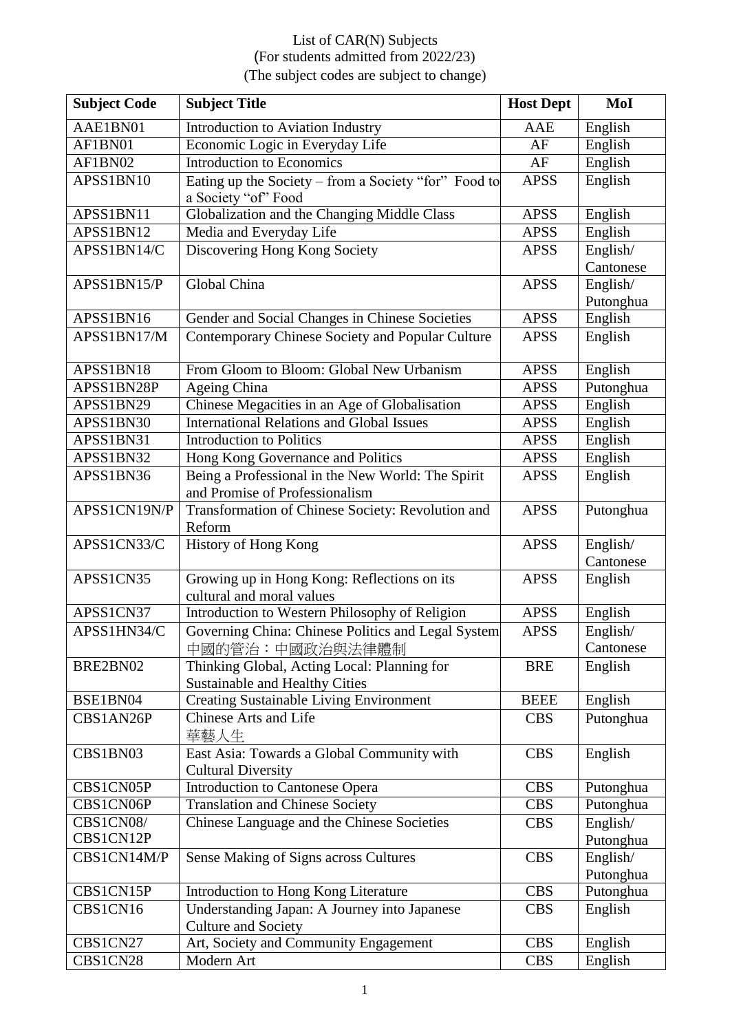List of CAR(N) Subjects
(For students admitted from 2022/23)
(The subject codes are subject to change)

| Subject Code | Subject Title | Host Dept | MoI |
|---|---|---|---|
| AAE1BN01 | Introduction to Aviation Industry | AAE | English |
| AF1BN01 | Economic Logic in Everyday Life | AF | English |
| AF1BN02 | Introduction to Economics | AF | English |
| APSS1BN10 | Eating up the Society – from a Society "for" Food to a Society "of" Food | APSS | English |
| APSS1BN11 | Globalization and the Changing Middle Class | APSS | English |
| APSS1BN12 | Media and Everyday Life | APSS | English |
| APSS1BN14/C | Discovering Hong Kong Society | APSS | English/ Cantonese |
| APSS1BN15/P | Global China | APSS | English/ Putonghua |
| APSS1BN16 | Gender and Social Changes in Chinese Societies | APSS | English |
| APSS1BN17/M | Contemporary Chinese Society and Popular Culture | APSS | English |
| APSS1BN18 | From Gloom to Bloom: Global New Urbanism | APSS | English |
| APSS1BN28P | Ageing China | APSS | Putonghua |
| APSS1BN29 | Chinese Megacities in an Age of Globalisation | APSS | English |
| APSS1BN30 | International Relations and Global Issues | APSS | English |
| APSS1BN31 | Introduction to Politics | APSS | English |
| APSS1BN32 | Hong Kong Governance and Politics | APSS | English |
| APSS1BN36 | Being a Professional in the New World: The Spirit and Promise of Professionalism | APSS | English |
| APSS1CN19N/P | Transformation of Chinese Society: Revolution and Reform | APSS | Putonghua |
| APSS1CN33/C | History of Hong Kong | APSS | English/ Cantonese |
| APSS1CN35 | Growing up in Hong Kong: Reflections on its cultural and moral values | APSS | English |
| APSS1CN37 | Introduction to Western Philosophy of Religion | APSS | English |
| APSS1HN34/C | Governing China: Chinese Politics and Legal System 中國的管治：中國政治與法律體制 | APSS | English/ Cantonese |
| BRE2BN02 | Thinking Global, Acting Local: Planning for Sustainable and Healthy Cities | BRE | English |
| BSE1BN04 | Creating Sustainable Living Environment | BEEE | English |
| CBS1AN26P | Chinese Arts and Life 華藝人生 | CBS | Putonghua |
| CBS1BN03 | East Asia: Towards a Global Community with Cultural Diversity | CBS | English |
| CBS1CN05P | Introduction to Cantonese Opera | CBS | Putonghua |
| CBS1CN06P | Translation and Chinese Society | CBS | Putonghua |
| CBS1CN08/ CBS1CN12P | Chinese Language and the Chinese Societies | CBS | English/ Putonghua |
| CBS1CN14M/P | Sense Making of Signs across Cultures | CBS | English/ Putonghua |
| CBS1CN15P | Introduction to Hong Kong Literature | CBS | Putonghua |
| CBS1CN16 | Understanding Japan: A Journey into Japanese Culture and Society | CBS | English |
| CBS1CN27 | Art, Society and Community Engagement | CBS | English |
| CBS1CN28 | Modern Art | CBS | English |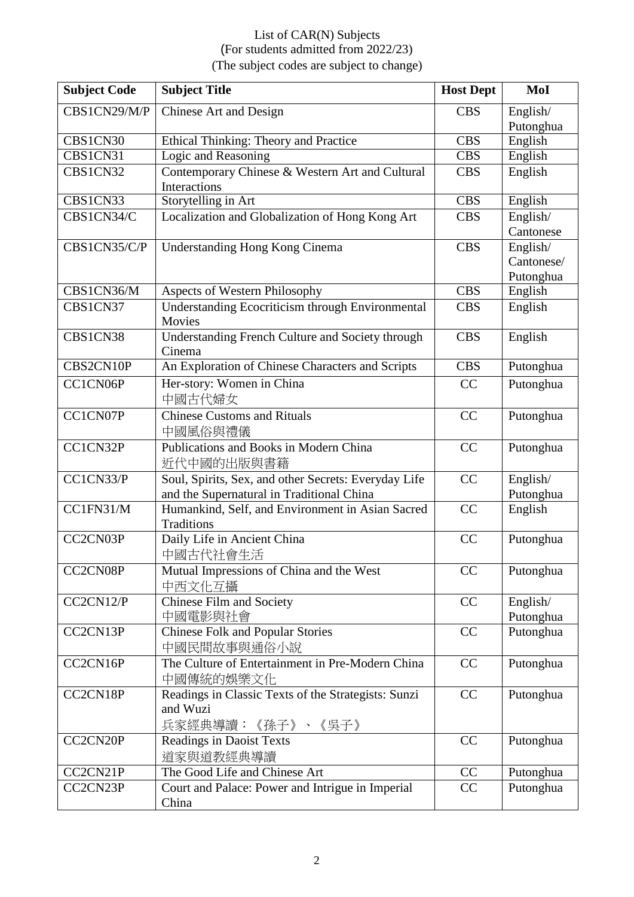List of CAR(N) Subjects
(For students admitted from 2022/23)
(The subject codes are subject to change)

| Subject Code | Subject Title | Host Dept | MoI |
|---|---|---|---|
| CBS1CN29/M/P | Chinese Art and Design | CBS | English/ Putonghua |
| CBS1CN30 | Ethical Thinking: Theory and Practice | CBS | English |
| CBS1CN31 | Logic and Reasoning | CBS | English |
| CBS1CN32 | Contemporary Chinese & Western Art and Cultural Interactions | CBS | English |
| CBS1CN33 | Storytelling in Art | CBS | English |
| CBS1CN34/C | Localization and Globalization of Hong Kong Art | CBS | English/ Cantonese |
| CBS1CN35/C/P | Understanding Hong Kong Cinema | CBS | English/ Cantonese/ Putonghua |
| CBS1CN36/M | Aspects of Western Philosophy | CBS | English |
| CBS1CN37 | Understanding Ecocriticism through Environmental Movies | CBS | English |
| CBS1CN38 | Understanding French Culture and Society through Cinema | CBS | English |
| CBS2CN10P | An Exploration of Chinese Characters and Scripts | CBS | Putonghua |
| CC1CN06P | Her-story: Women in China 中國古代婦女 | CC | Putonghua |
| CC1CN07P | Chinese Customs and Rituals 中國風俗與禮儀 | CC | Putonghua |
| CC1CN32P | Publications and Books in Modern China 近代中國的出版與書籍 | CC | Putonghua |
| CC1CN33/P | Soul, Spirits, Sex, and other Secrets: Everyday Life and the Supernatural in Traditional China | CC | English/ Putonghua |
| CC1FN31/M | Humankind, Self, and Environment in Asian Sacred Traditions | CC | English |
| CC2CN03P | Daily Life in Ancient China 中國古代社會生活 | CC | Putonghua |
| CC2CN08P | Mutual Impressions of China and the West 中西文化互攝 | CC | Putonghua |
| CC2CN12/P | Chinese Film and Society 中國電影與社會 | CC | English/ Putonghua |
| CC2CN13P | Chinese Folk and Popular Stories 中國民間故事與通俗小說 | CC | Putonghua |
| CC2CN16P | The Culture of Entertainment in Pre-Modern China 中國傳統的娛樂文化 | CC | Putonghua |
| CC2CN18P | Readings in Classic Texts of the Strategists: Sunzi and Wuzi 兵家經典導讀：《孫子》、《吳子》 | CC | Putonghua |
| CC2CN20P | Readings in Daoist Texts 道家與道教經典導讀 | CC | Putonghua |
| CC2CN21P | The Good Life and Chinese Art | CC | Putonghua |
| CC2CN23P | Court and Palace: Power and Intrigue in Imperial China | CC | Putonghua |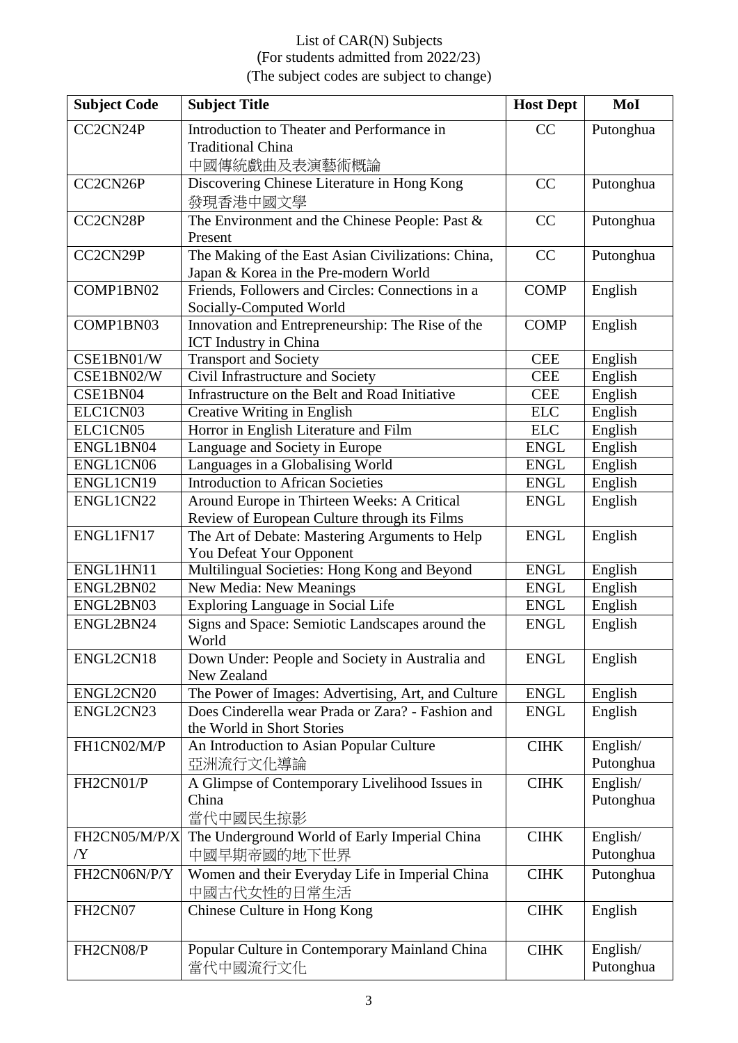List of CAR(N) Subjects
(For students admitted from 2022/23)
(The subject codes are subject to change)

| Subject Code | Subject Title | Host Dept | MoI |
|---|---|---|---|
| CC2CN24P | Introduction to Theater and Performance in Traditional China<br>中國傳統戲曲及表演藝術概論 | CC | Putonghua |
| CC2CN26P | Discovering Chinese Literature in Hong Kong<br>發現香港中國文學 | CC | Putonghua |
| CC2CN28P | The Environment and the Chinese People: Past & Present | CC | Putonghua |
| CC2CN29P | The Making of the East Asian Civilizations: China, Japan & Korea in the Pre-modern World | CC | Putonghua |
| COMP1BN02 | Friends, Followers and Circles: Connections in a Socially-Computed World | COMP | English |
| COMP1BN03 | Innovation and Entrepreneurship: The Rise of the ICT Industry in China | COMP | English |
| CSE1BN01/W | Transport and Society | CEE | English |
| CSE1BN02/W | Civil Infrastructure and Society | CEE | English |
| CSE1BN04 | Infrastructure on the Belt and Road Initiative | CEE | English |
| ELC1CN03 | Creative Writing in English | ELC | English |
| ELC1CN05 | Horror in English Literature and Film | ELC | English |
| ENGL1BN04 | Language and Society in Europe | ENGL | English |
| ENGL1CN06 | Languages in a Globalising World | ENGL | English |
| ENGL1CN19 | Introduction to African Societies | ENGL | English |
| ENGL1CN22 | Around Europe in Thirteen Weeks: A Critical Review of European Culture through its Films | ENGL | English |
| ENGL1FN17 | The Art of Debate: Mastering Arguments to Help You Defeat Your Opponent | ENGL | English |
| ENGL1HN11 | Multilingual Societies: Hong Kong and Beyond | ENGL | English |
| ENGL2BN02 | New Media: New Meanings | ENGL | English |
| ENGL2BN03 | Exploring Language in Social Life | ENGL | English |
| ENGL2BN24 | Signs and Space: Semiotic Landscapes around the World | ENGL | English |
| ENGL2CN18 | Down Under: People and Society in Australia and New Zealand | ENGL | English |
| ENGL2CN20 | The Power of Images: Advertising, Art, and Culture | ENGL | English |
| ENGL2CN23 | Does Cinderella wear Prada or Zara? - Fashion and the World in Short Stories | ENGL | English |
| FH1CN02/M/P | An Introduction to Asian Popular Culture<br>亞洲流行文化導論 | CIHK | English/ Putonghua |
| FH2CN01/P | A Glimpse of Contemporary Livelihood Issues in China<br>當代中國民生掠影 | CIHK | English/ Putonghua |
| FH2CN05/M/P/X/Y | The Underground World of Early Imperial China<br>中國早期帝國的地下世界 | CIHK | English/ Putonghua |
| FH2CN06N/P/Y | Women and their Everyday Life in Imperial China<br>中國古代女性的日常生活 | CIHK | Putonghua |
| FH2CN07 | Chinese Culture in Hong Kong | CIHK | English |
| FH2CN08/P | Popular Culture in Contemporary Mainland China<br>當代中國流行文化 | CIHK | English/ Putonghua |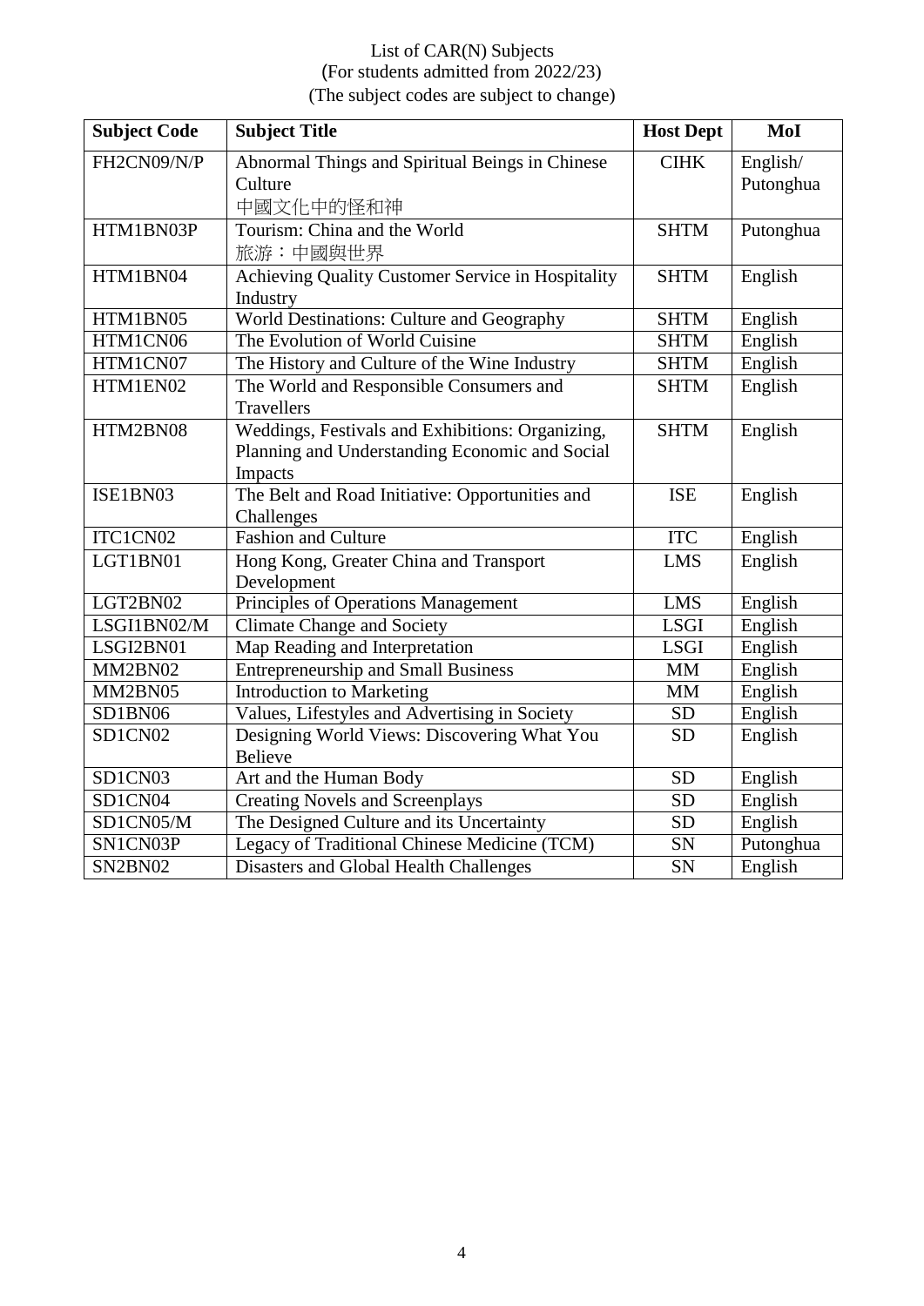List of CAR(N) Subjects
(For students admitted from 2022/23)
(The subject codes are subject to change)

| Subject Code | Subject Title | Host Dept | MoI |
|---|---|---|---|
| FH2CN09/N/P | Abnormal Things and Spiritual Beings in Chinese Culture 中國文化中的怪和神 | CIHK | English/ Putonghua |
| HTM1BN03P | Tourism: China and the World 旅游：中國與世界 | SHTM | Putonghua |
| HTM1BN04 | Achieving Quality Customer Service in Hospitality Industry | SHTM | English |
| HTM1BN05 | World Destinations: Culture and Geography | SHTM | English |
| HTM1CN06 | The Evolution of World Cuisine | SHTM | English |
| HTM1CN07 | The History and Culture of the Wine Industry | SHTM | English |
| HTM1EN02 | The World and Responsible Consumers and Travellers | SHTM | English |
| HTM2BN08 | Weddings, Festivals and Exhibitions: Organizing, Planning and Understanding Economic and Social Impacts | SHTM | English |
| ISE1BN03 | The Belt and Road Initiative: Opportunities and Challenges | ISE | English |
| ITC1CN02 | Fashion and Culture | ITC | English |
| LGT1BN01 | Hong Kong, Greater China and Transport Development | LMS | English |
| LGT2BN02 | Principles of Operations Management | LMS | English |
| LSGI1BN02/M | Climate Change and Society | LSGI | English |
| LSGI2BN01 | Map Reading and Interpretation | LSGI | English |
| MM2BN02 | Entrepreneurship and Small Business | MM | English |
| MM2BN05 | Introduction to Marketing | MM | English |
| SD1BN06 | Values, Lifestyles and Advertising in Society | SD | English |
| SD1CN02 | Designing World Views: Discovering What You Believe | SD | English |
| SD1CN03 | Art and the Human Body | SD | English |
| SD1CN04 | Creating Novels and Screenplays | SD | English |
| SD1CN05/M | The Designed Culture and its Uncertainty | SD | English |
| SN1CN03P | Legacy of Traditional Chinese Medicine (TCM) | SN | Putonghua |
| SN2BN02 | Disasters and Global Health Challenges | SN | English |